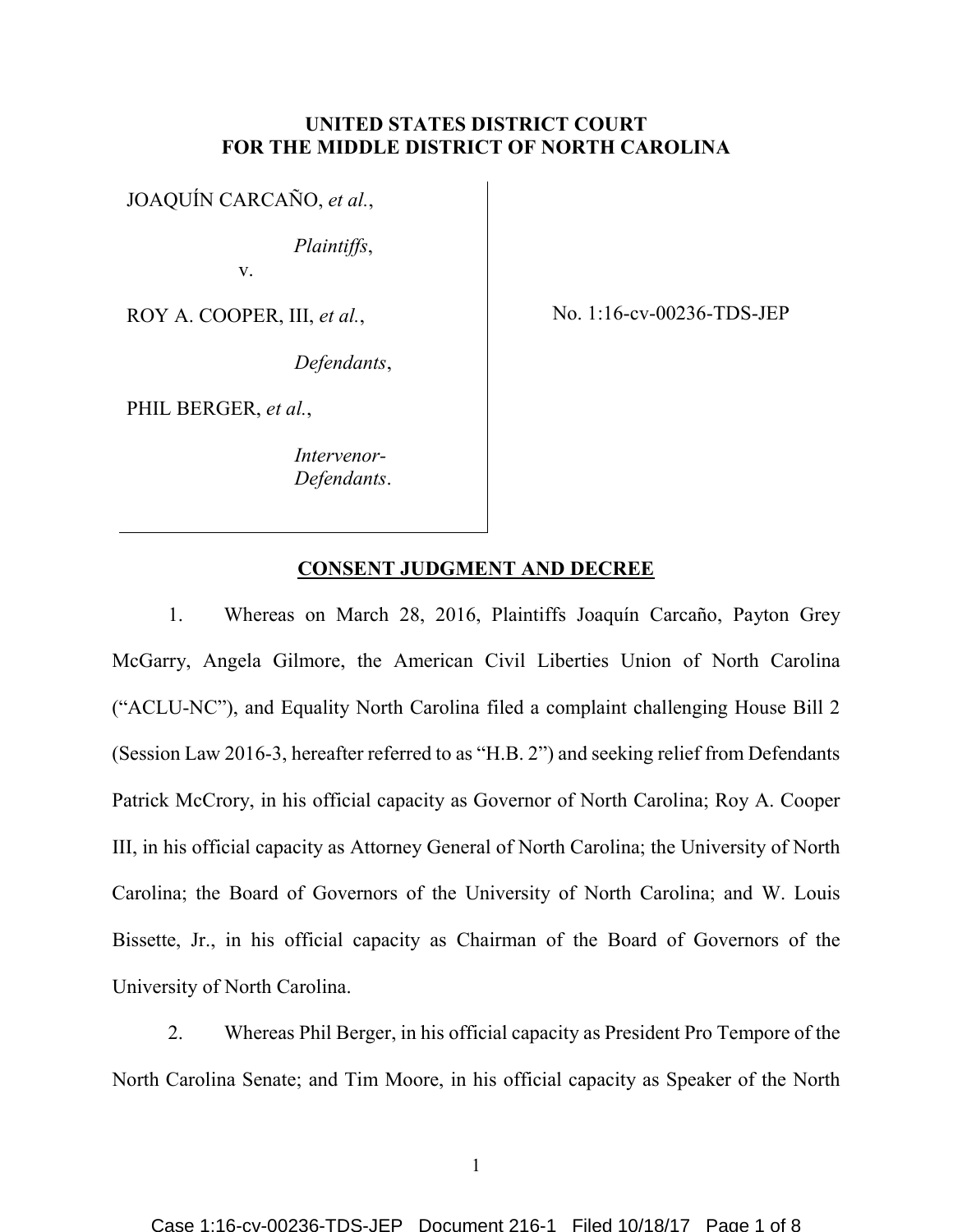**UNITED STATES DISTRICT COURT**
**FOR THE MIDDLE DISTRICT OF NORTH CAROLINA**

JOAQUÍN CARCAÑO, *et al.*,

*Plaintiffs*,

v.

ROY A. COOPER, III, *et al.*,

*Defendants*,

PHIL BERGER, *et al.*,

*Intervenor-Defendants*.

No. 1:16-cv-00236-TDS-JEP

## CONSENT JUDGMENT AND DECREE

1. Whereas on March 28, 2016, Plaintiffs Joaquín Carcaño, Payton Grey McGarry, Angela Gilmore, the American Civil Liberties Union of North Carolina ("ACLU-NC"), and Equality North Carolina filed a complaint challenging House Bill 2 (Session Law 2016-3, hereafter referred to as "H.B. 2") and seeking relief from Defendants Patrick McCrory, in his official capacity as Governor of North Carolina; Roy A. Cooper III, in his official capacity as Attorney General of North Carolina; the University of North Carolina; the Board of Governors of the University of North Carolina; and W. Louis Bissette, Jr., in his official capacity as Chairman of the Board of Governors of the University of North Carolina.

2. Whereas Phil Berger, in his official capacity as President Pro Tempore of the North Carolina Senate; and Tim Moore, in his official capacity as Speaker of the North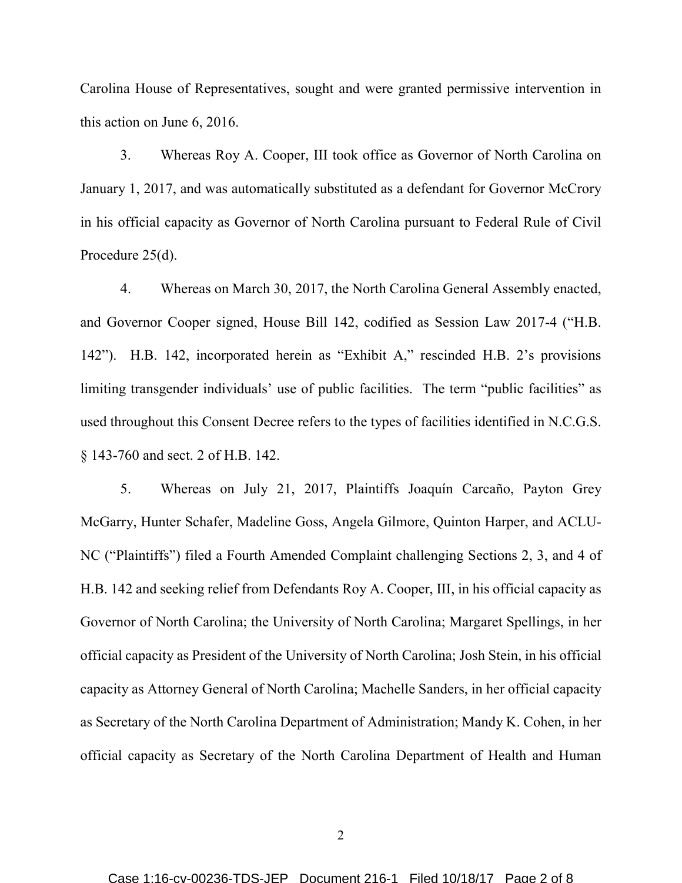Carolina House of Representatives, sought and were granted permissive intervention in this action on June 6, 2016.

3. Whereas Roy A. Cooper, III took office as Governor of North Carolina on January 1, 2017, and was automatically substituted as a defendant for Governor McCrory in his official capacity as Governor of North Carolina pursuant to Federal Rule of Civil Procedure 25(d).

4. Whereas on March 30, 2017, the North Carolina General Assembly enacted, and Governor Cooper signed, House Bill 142, codified as Session Law 2017-4 ("H.B. 142"). H.B. 142, incorporated herein as "Exhibit A," rescinded H.B. 2's provisions limiting transgender individuals' use of public facilities. The term "public facilities" as used throughout this Consent Decree refers to the types of facilities identified in N.C.G.S. § 143-760 and sect. 2 of H.B. 142.

5. Whereas on July 21, 2017, Plaintiffs Joaquín Carcaño, Payton Grey McGarry, Hunter Schafer, Madeline Goss, Angela Gilmore, Quinton Harper, and ACLU-NC ("Plaintiffs") filed a Fourth Amended Complaint challenging Sections 2, 3, and 4 of H.B. 142 and seeking relief from Defendants Roy A. Cooper, III, in his official capacity as Governor of North Carolina; the University of North Carolina; Margaret Spellings, in her official capacity as President of the University of North Carolina; Josh Stein, in his official capacity as Attorney General of North Carolina; Machelle Sanders, in her official capacity as Secretary of the North Carolina Department of Administration; Mandy K. Cohen, in her official capacity as Secretary of the North Carolina Department of Health and Human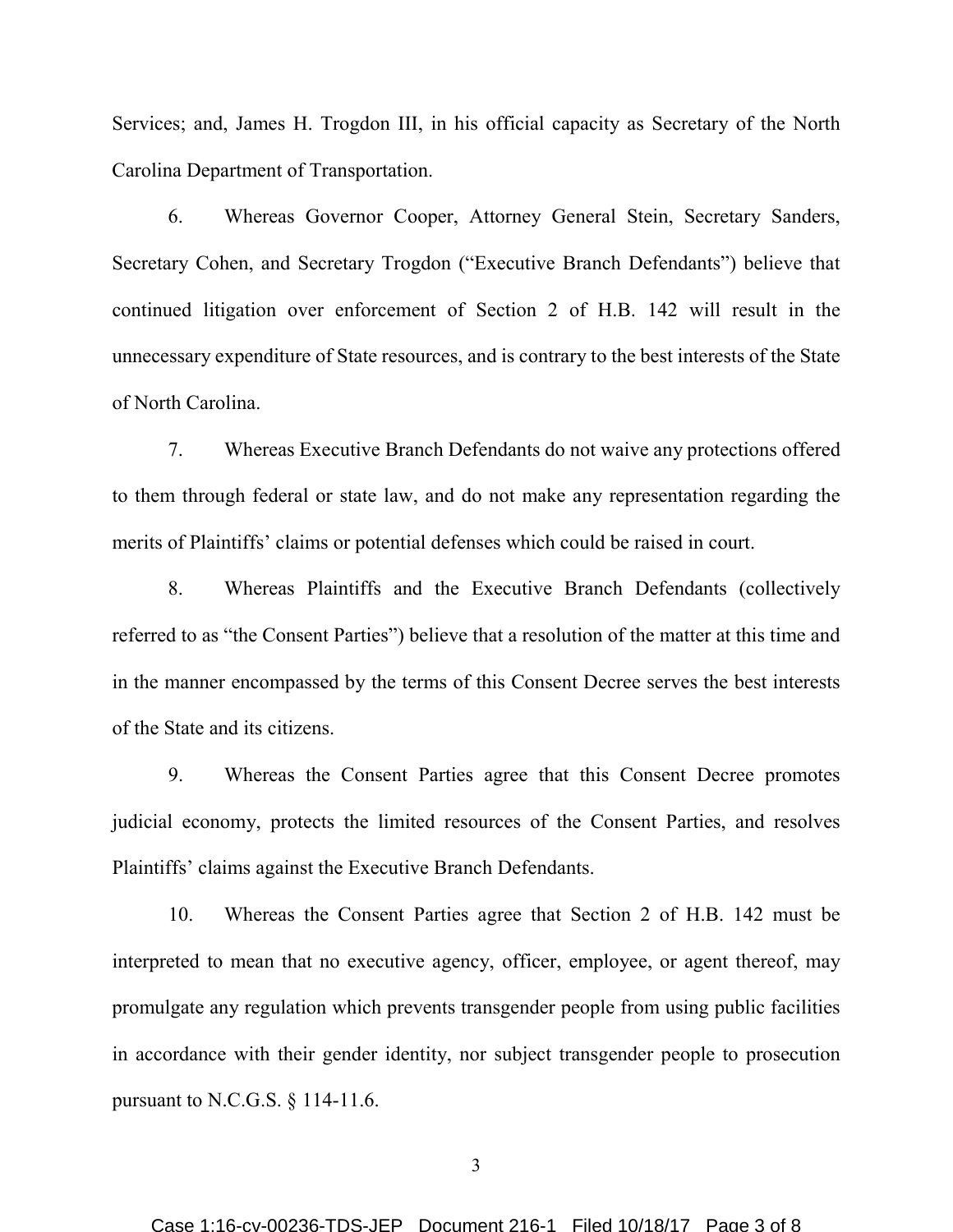Services; and, James H. Trogdon III, in his official capacity as Secretary of the North Carolina Department of Transportation.

6. Whereas Governor Cooper, Attorney General Stein, Secretary Sanders, Secretary Cohen, and Secretary Trogdon ("Executive Branch Defendants") believe that continued litigation over enforcement of Section 2 of H.B. 142 will result in the unnecessary expenditure of State resources, and is contrary to the best interests of the State of North Carolina.

7. Whereas Executive Branch Defendants do not waive any protections offered to them through federal or state law, and do not make any representation regarding the merits of Plaintiffs' claims or potential defenses which could be raised in court.

8. Whereas Plaintiffs and the Executive Branch Defendants (collectively referred to as "the Consent Parties") believe that a resolution of the matter at this time and in the manner encompassed by the terms of this Consent Decree serves the best interests of the State and its citizens.

9. Whereas the Consent Parties agree that this Consent Decree promotes judicial economy, protects the limited resources of the Consent Parties, and resolves Plaintiffs' claims against the Executive Branch Defendants.

10. Whereas the Consent Parties agree that Section 2 of H.B. 142 must be interpreted to mean that no executive agency, officer, employee, or agent thereof, may promulgate any regulation which prevents transgender people from using public facilities in accordance with their gender identity, nor subject transgender people to prosecution pursuant to N.C.G.S. § 114-11.6.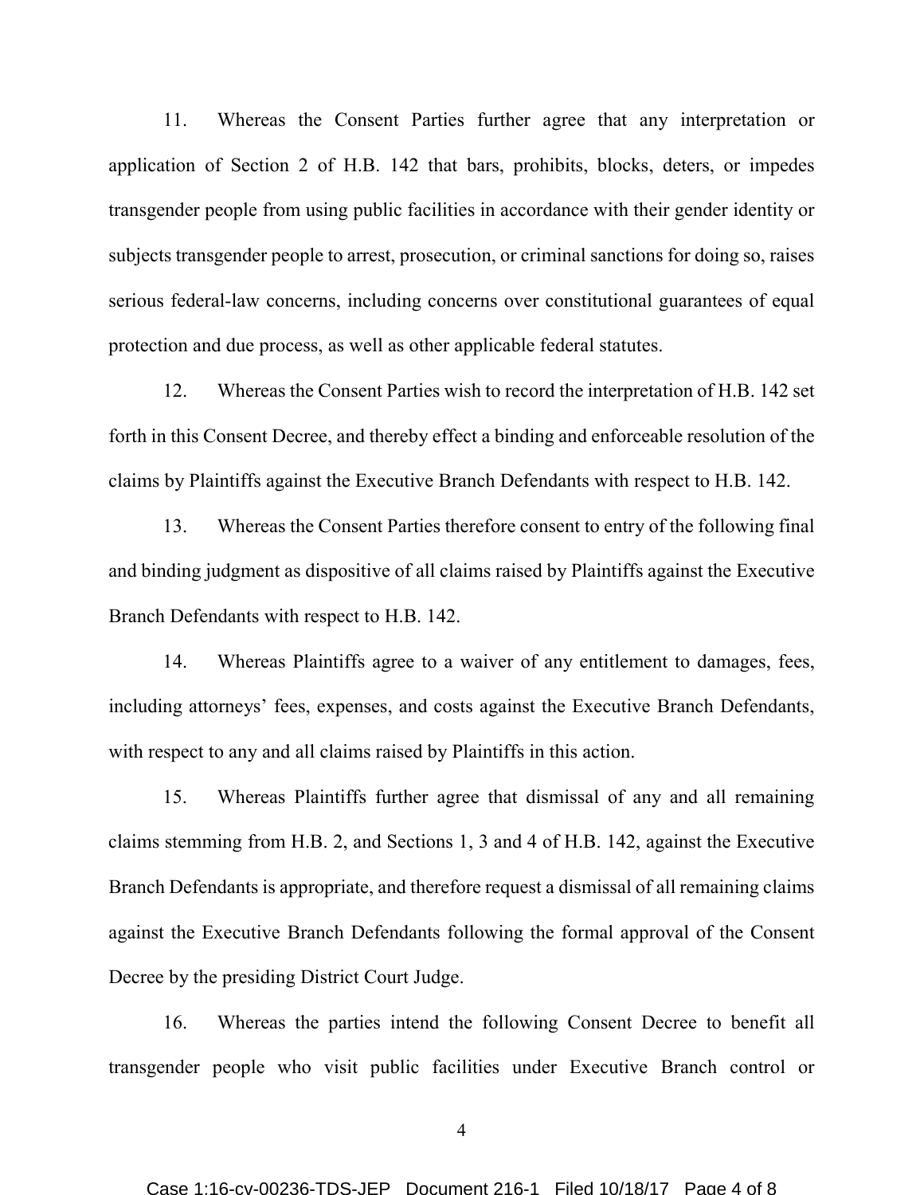11. Whereas the Consent Parties further agree that any interpretation or application of Section 2 of H.B. 142 that bars, prohibits, blocks, deters, or impedes transgender people from using public facilities in accordance with their gender identity or subjects transgender people to arrest, prosecution, or criminal sanctions for doing so, raises serious federal-law concerns, including concerns over constitutional guarantees of equal protection and due process, as well as other applicable federal statutes.

12. Whereas the Consent Parties wish to record the interpretation of H.B. 142 set forth in this Consent Decree, and thereby effect a binding and enforceable resolution of the claims by Plaintiffs against the Executive Branch Defendants with respect to H.B. 142.

13. Whereas the Consent Parties therefore consent to entry of the following final and binding judgment as dispositive of all claims raised by Plaintiffs against the Executive Branch Defendants with respect to H.B. 142.

14. Whereas Plaintiffs agree to a waiver of any entitlement to damages, fees, including attorneys' fees, expenses, and costs against the Executive Branch Defendants, with respect to any and all claims raised by Plaintiffs in this action.

15. Whereas Plaintiffs further agree that dismissal of any and all remaining claims stemming from H.B. 2, and Sections 1, 3 and 4 of H.B. 142, against the Executive Branch Defendants is appropriate, and therefore request a dismissal of all remaining claims against the Executive Branch Defendants following the formal approval of the Consent Decree by the presiding District Court Judge.

16. Whereas the parties intend the following Consent Decree to benefit all transgender people who visit public facilities under Executive Branch control or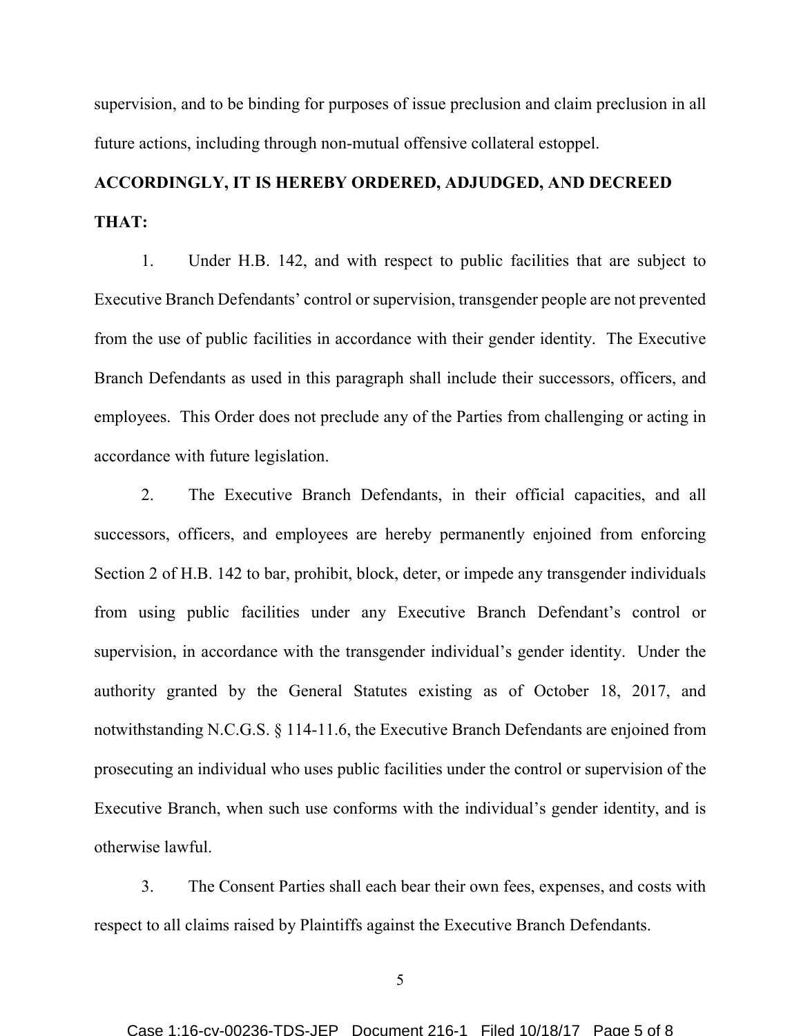supervision, and to be binding for purposes of issue preclusion and claim preclusion in all future actions, including through non-mutual offensive collateral estoppel.

**ACCORDINGLY, IT IS HEREBY ORDERED, ADJUDGED, AND DECREED THAT:**

1. Under H.B. 142, and with respect to public facilities that are subject to Executive Branch Defendants' control or supervision, transgender people are not prevented from the use of public facilities in accordance with their gender identity. The Executive Branch Defendants as used in this paragraph shall include their successors, officers, and employees. This Order does not preclude any of the Parties from challenging or acting in accordance with future legislation.

2. The Executive Branch Defendants, in their official capacities, and all successors, officers, and employees are hereby permanently enjoined from enforcing Section 2 of H.B. 142 to bar, prohibit, block, deter, or impede any transgender individuals from using public facilities under any Executive Branch Defendant's control or supervision, in accordance with the transgender individual's gender identity. Under the authority granted by the General Statutes existing as of October 18, 2017, and notwithstanding N.C.G.S. § 114-11.6, the Executive Branch Defendants are enjoined from prosecuting an individual who uses public facilities under the control or supervision of the Executive Branch, when such use conforms with the individual's gender identity, and is otherwise lawful.

3. The Consent Parties shall each bear their own fees, expenses, and costs with respect to all claims raised by Plaintiffs against the Executive Branch Defendants.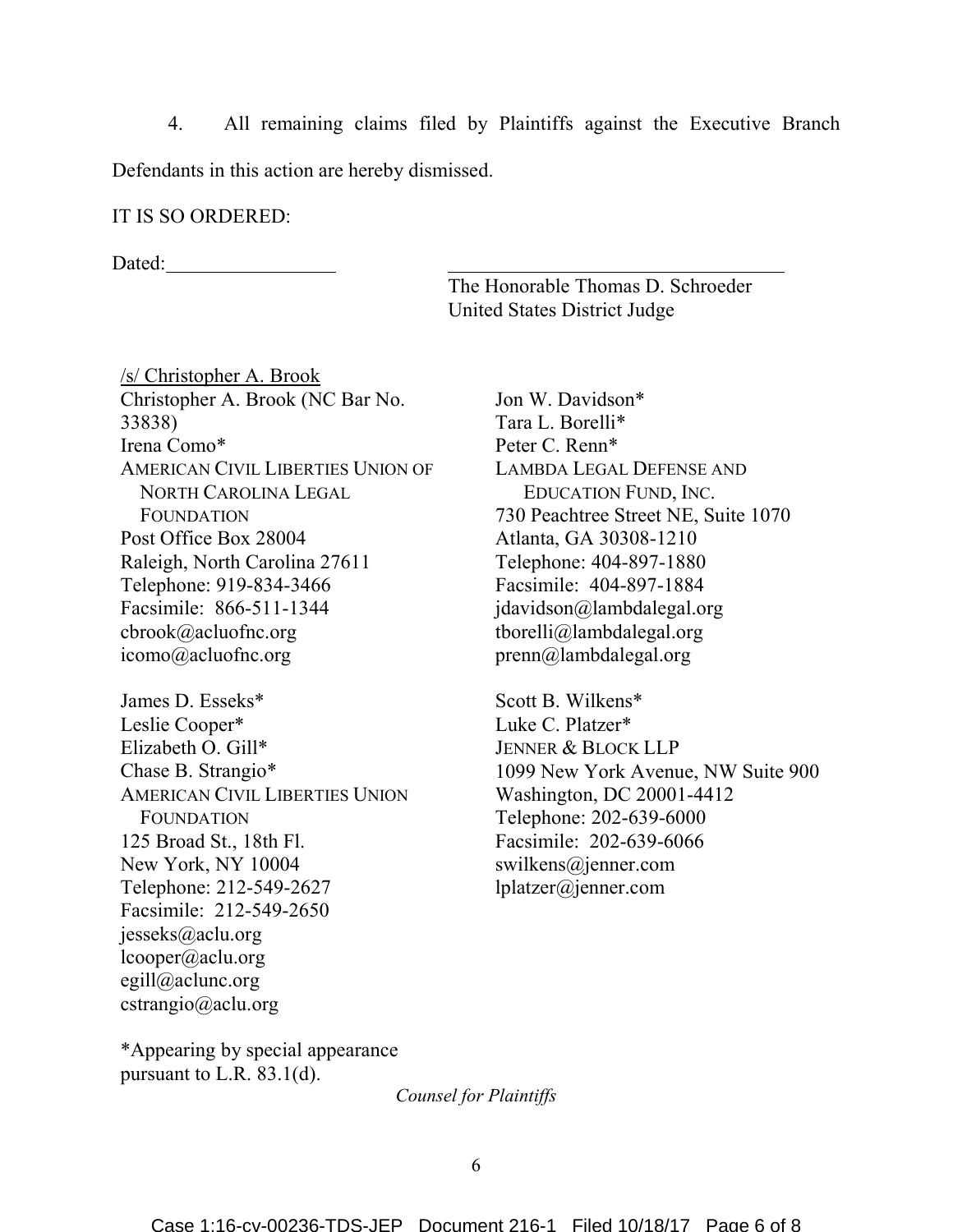4. All remaining claims filed by Plaintiffs against the Executive Branch Defendants in this action are hereby dismissed.

IT IS SO ORDERED:

Dated:_________________ ___________________________________

The Honorable Thomas D. Schroeder
United States District Judge

/s/ Christopher A. Brook
Christopher A. Brook (NC Bar No. 33838)
Irena Como*
AMERICAN CIVIL LIBERTIES UNION OF NORTH CAROLINA LEGAL FOUNDATION
Post Office Box 28004
Raleigh, North Carolina 27611
Telephone: 919-834-3466
Facsimile: 866-511-1344
cbrook@acluofnc.org
icomo@acluofnc.org

James D. Esseks*
Leslie Cooper*
Elizabeth O. Gill*
Chase B. Strangio*
AMERICAN CIVIL LIBERTIES UNION FOUNDATION
125 Broad St., 18th Fl.
New York, NY 10004
Telephone: 212-549-2627
Facsimile: 212-549-2650
jesseks@aclu.org
lcooper@aclu.org
egill@aclunc.org
cstrangio@aclu.org

Jon W. Davidson*
Tara L. Borelli*
Peter C. Renn*
LAMBDA LEGAL DEFENSE AND EDUCATION FUND, INC.
730 Peachtree Street NE, Suite 1070
Atlanta, GA 30308-1210
Telephone: 404-897-1880
Facsimile: 404-897-1884
jdavidson@lambdalegal.org
tborelli@lambdalegal.org
prenn@lambdalegal.org

Scott B. Wilkens*
Luke C. Platzer*
JENNER & BLOCK LLP
1099 New York Avenue, NW Suite 900
Washington, DC 20001-4412
Telephone: 202-639-6000
Facsimile: 202-639-6066
swilkens@jenner.com
lplatzer@jenner.com

*Appearing by special appearance pursuant to L.R. 83.1(d).

*Counsel for Plaintiffs*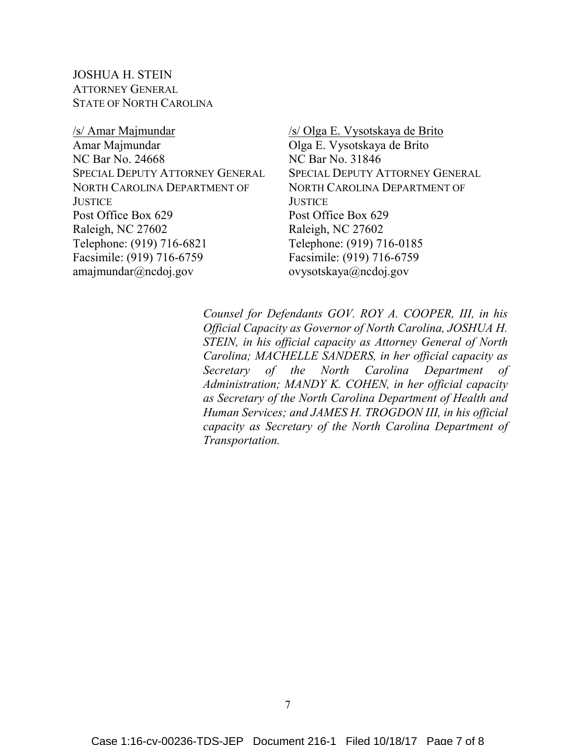JOSHUA H. STEIN
ATTORNEY GENERAL
STATE OF NORTH CAROLINA

/s/ Amar Majmundar
Amar Majmundar
NC Bar No. 24668
SPECIAL DEPUTY ATTORNEY GENERAL
NORTH CAROLINA DEPARTMENT OF JUSTICE
Post Office Box 629
Raleigh, NC 27602
Telephone: (919) 716-6821
Facsimile: (919) 716-6759
amajmundar@ncdoj.gov

/s/ Olga E. Vysotskaya de Brito
Olga E. Vysotskaya de Brito
NC Bar No. 31846
SPECIAL DEPUTY ATTORNEY GENERAL
NORTH CAROLINA DEPARTMENT OF JUSTICE
Post Office Box 629
Raleigh, NC 27602
Telephone: (919) 716-0185
Facsimile: (919) 716-6759
ovysotskaya@ncdoj.gov

*Counsel for Defendants GOV. ROY A. COOPER, III, in his Official Capacity as Governor of North Carolina, JOSHUA H. STEIN, in his official capacity as Attorney General of North Carolina; MACHELLE SANDERS, in her official capacity as Secretary of the North Carolina Department of Administration; MANDY K. COHEN, in her official capacity as Secretary of the North Carolina Department of Health and Human Services; and JAMES H. TROGDON III, in his official capacity as Secretary of the North Carolina Department of Transportation.*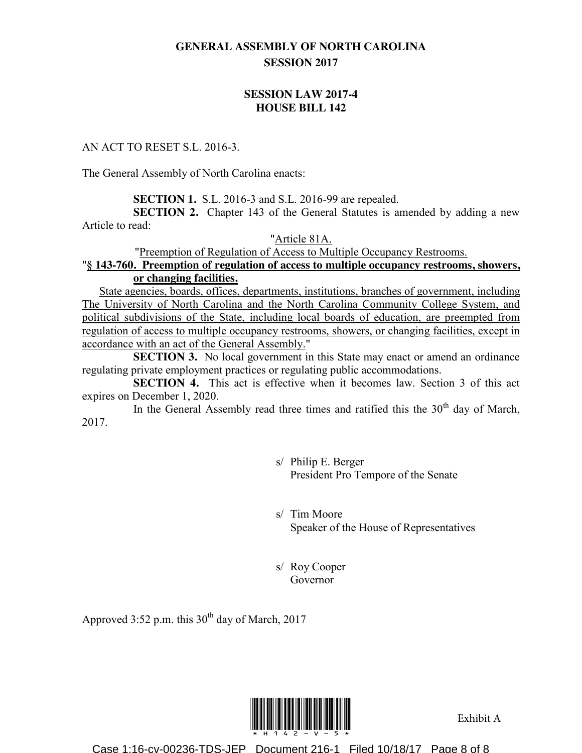**GENERAL ASSEMBLY OF NORTH CAROLINA**
**SESSION 2017**

**SESSION LAW 2017-4**
**HOUSE BILL 142**

AN ACT TO RESET S.L. 2016-3.

The General Assembly of North Carolina enacts:

**SECTION 1.** S.L. 2016-3 and S.L. 2016-99 are repealed.

**SECTION 2.** Chapter 143 of the General Statutes is amended by adding a new Article to read:

"Article 81A.

"Preemption of Regulation of Access to Multiple Occupancy Restrooms.

"**§ 143-760. Preemption of regulation of access to multiple occupancy restrooms, showers, or changing facilities.**

State agencies, boards, offices, departments, institutions, branches of government, including The University of North Carolina and the North Carolina Community College System, and political subdivisions of the State, including local boards of education, are preempted from regulation of access to multiple occupancy restrooms, showers, or changing facilities, except in accordance with an act of the General Assembly."

**SECTION 3.** No local government in this State may enact or amend an ordinance regulating private employment practices or regulating public accommodations.

**SECTION 4.** This act is effective when it becomes law. Section 3 of this act expires on December 1, 2020.

In the General Assembly read three times and ratified this the 30th day of March, 2017.

s/ Philip E. Berger
President Pro Tempore of the Senate

s/ Tim Moore
Speaker of the House of Representatives

s/ Roy Cooper
Governor

Approved 3:52 p.m. this 30th day of March, 2017

\* H 1 4 2 – V – 5 \*

Exhibit A